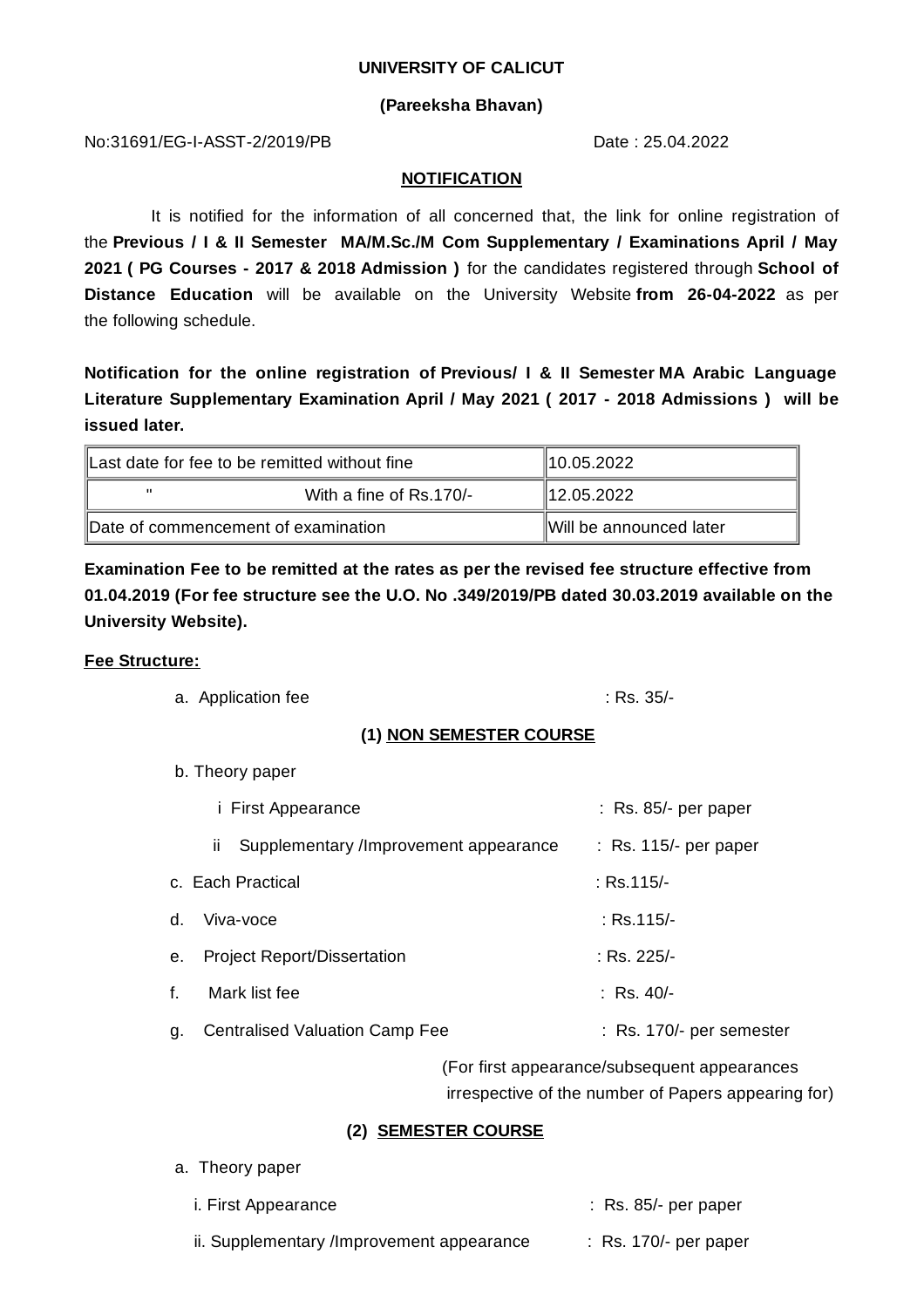**UNIVERSITY OF CALICUT**

**(Pareeksha Bhavan)**

No:31691/EG-I-ASST-2/2019/PB Date : 25.04.2022

**NOTIFICATION**

It is notified for the information of all concerned that, the link for online registration of the **Previous / I & II Semester MA/M.Sc./M Com Supplementary / Examinations April / May 2021 ( PG Courses - 2017 & 2018 Admission )** for the candidates registered through **School of Distance Education** will be available on the University Website **from 26-04-2022** as per the following schedule.

**Notification for the online registration of Previous/ I & II Semester MA Arabic Language Literature Supplementary Examination April / May 2021 ( 2017 - 2018 Admissions ) will be issued later.**

| Last date for fee to be remitted without fine | 10.05.2022 |
|---|---|
| " With a fine of Rs.170/- | 12.05.2022 |
| Date of commencement of examination | Will be announced later |

**Examination Fee to be remitted at the rates as per the revised fee structure effective from 01.04.2019 (For fee structure see the U.O. No .349/2019/PB dated 30.03.2019 available on the University Website).**

**Fee Structure:**

a. Application fee : Rs. 35/-

**(1) NON SEMESTER COURSE**

b. Theory paper

- i First Appearance : Rs. 85/- per paper
- ii Supplementary /Improvement appearance : Rs. 115/- per paper

c. Each Practical : Rs.115/-

d. Viva-voce : Rs.115/-

e. Project Report/Dissertation : Rs. 225/-

f. Mark list fee : Rs. 40/-

g. Centralised Valuation Camp Fee : Rs. 170/- per semester

(For first appearance/subsequent appearances irrespective of the number of Papers appearing for)

**(2) SEMESTER COURSE**

a. Theory paper

- i. First Appearance : Rs. 85/- per paper
- ii. Supplementary /Improvement appearance : Rs. 170/- per paper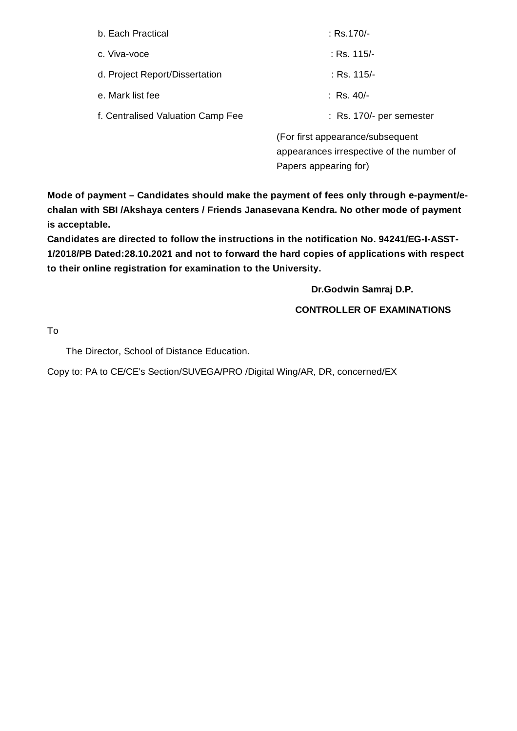| | |
|---|---|
| b. Each Practical | : Rs.170/- |
| c. Viva-voce | : Rs. 115/- |
| d. Project Report/Dissertation | : Rs. 115/- |
| e. Mark list fee | : Rs. 40/- |
| f. Centralised Valuation Camp Fee | : Rs. 170/- per semester (For first appearance/subsequent appearances irrespective of the number of Papers appearing for) |

**Mode of payment – Candidates should make the payment of fees only through e-payment/e-chalan with SBI /Akshaya centers / Friends Janasevana Kendra. No other mode of payment is acceptable.**

**Candidates are directed to follow the instructions in the notification No. 94241/EG-I-ASST-1/2018/PB Dated:28.10.2021 and not to forward the hard copies of applications with respect to their online registration for examination to the University.**

**Dr.Godwin Samraj D.P.**

**CONTROLLER OF EXAMINATIONS**

To

The Director, School of Distance Education.

Copy to: PA to CE/CE's Section/SUVEGA/PRO /Digital Wing/AR, DR, concerned/EX